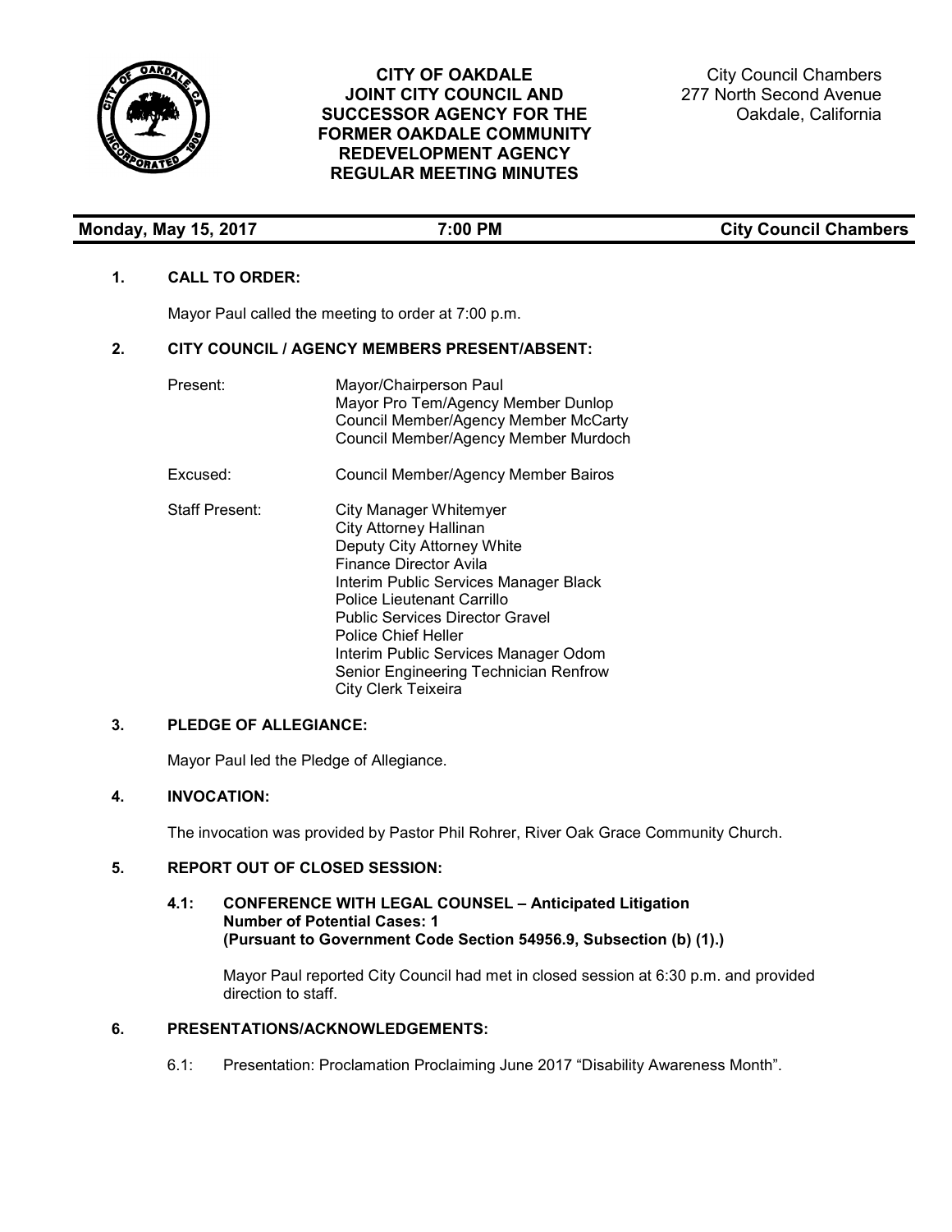# CITY OF OAKDALE
# JOINT CITY COUNCIL AND SUCCESSOR AGENCY FOR THE FORMER OAKDALE COMMUNITY REDEVELOPMENT AGENCY
# REGULAR MEETING MINUTES

City Council Chambers
277 North Second Avenue
Oakdale, California

**Monday, May 15, 2017** **7:00 PM** **City Council Chambers**

## 1. CALL TO ORDER:

Mayor Paul called the meeting to order at 7:00 p.m.

## 2. CITY COUNCIL / AGENCY MEMBERS PRESENT/ABSENT:

Present:
- Mayor/Chairperson Paul
- Mayor Pro Tem/Agency Member Dunlop
- Council Member/Agency Member McCarty
- Council Member/Agency Member Murdoch

Excused:
- Council Member/Agency Member Bairos

Staff Present:
- City Manager Whitemyer
- City Attorney Hallinan
- Deputy City Attorney White
- Finance Director Avila
- Interim Public Services Manager Black
- Police Lieutenant Carrillo
- Public Services Director Gravel
- Police Chief Heller
- Interim Public Services Manager Odom
- Senior Engineering Technician Renfrow
- City Clerk Teixeira

## 3. PLEDGE OF ALLEGIANCE:

Mayor Paul led the Pledge of Allegiance.

## 4. INVOCATION:

The invocation was provided by Pastor Phil Rohrer, River Oak Grace Community Church.

## 5. REPORT OUT OF CLOSED SESSION:

### 4.1: CONFERENCE WITH LEGAL COUNSEL – Anticipated Litigation Number of Potential Cases: 1 (Pursuant to Government Code Section 54956.9, Subsection (b) (1).)

Mayor Paul reported City Council had met in closed session at 6:30 p.m. and provided direction to staff.

## 6. PRESENTATIONS/ACKNOWLEDGEMENTS:

6.1: Presentation: Proclamation Proclaiming June 2017 "Disability Awareness Month".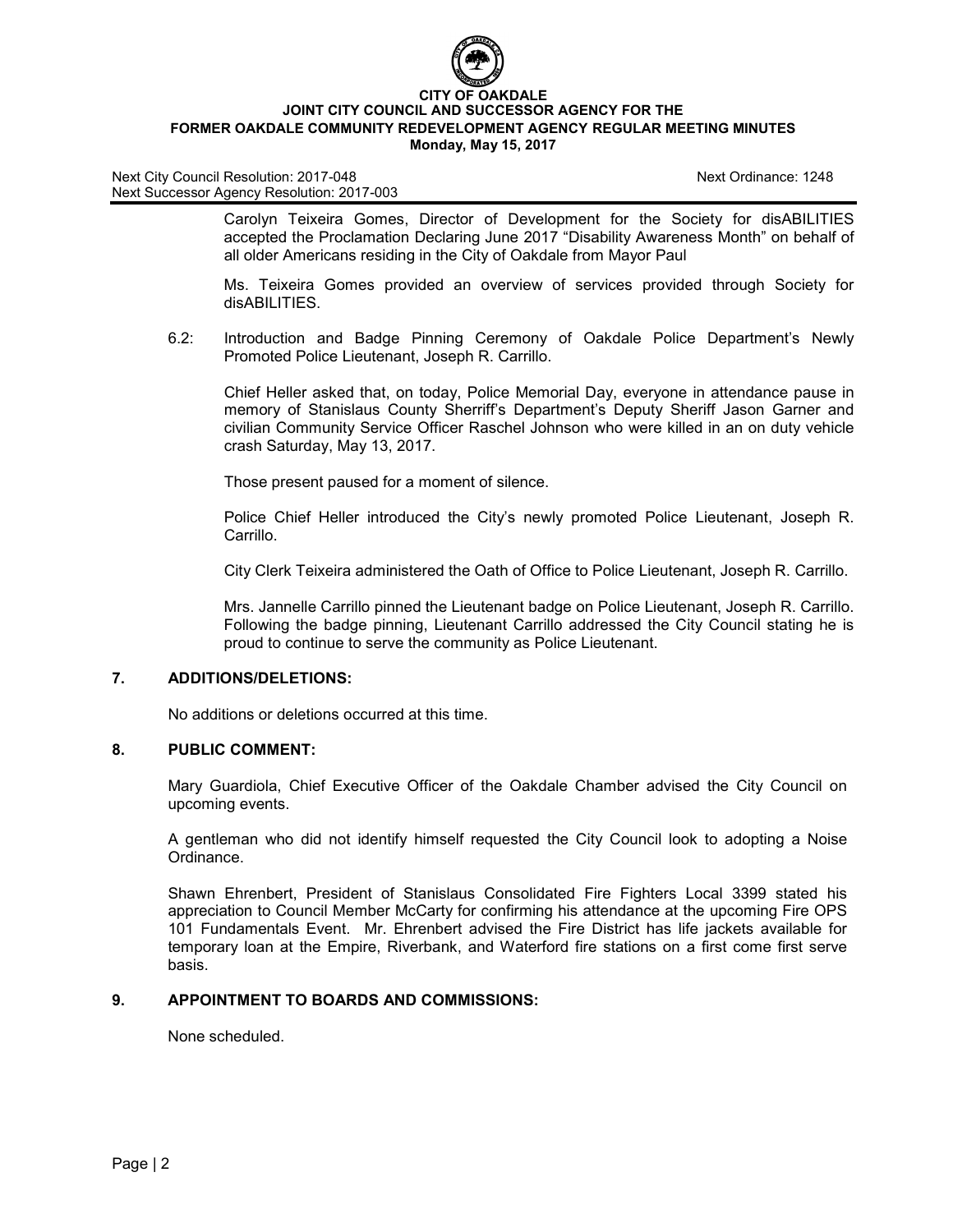Carolyn Teixeira Gomes, Director of Development for the Society for disABILITIES accepted the Proclamation Declaring June 2017 "Disability Awareness Month" on behalf of all older Americans residing in the City of Oakdale from Mayor Paul

Ms. Teixeira Gomes provided an overview of services provided through Society for disABILITIES.

6.2: Introduction and Badge Pinning Ceremony of Oakdale Police Department's Newly Promoted Police Lieutenant, Joseph R. Carrillo.

Chief Heller asked that, on today, Police Memorial Day, everyone in attendance pause in memory of Stanislaus County Sherriff's Department's Deputy Sheriff Jason Garner and civilian Community Service Officer Raschel Johnson who were killed in an on duty vehicle crash Saturday, May 13, 2017.

Those present paused for a moment of silence.

Police Chief Heller introduced the City's newly promoted Police Lieutenant, Joseph R. Carrillo.

City Clerk Teixeira administered the Oath of Office to Police Lieutenant, Joseph R. Carrillo.

Mrs. Jannelle Carrillo pinned the Lieutenant badge on Police Lieutenant, Joseph R. Carrillo. Following the badge pinning, Lieutenant Carrillo addressed the City Council stating he is proud to continue to serve the community as Police Lieutenant.

## 7. ADDITIONS/DELETIONS:

No additions or deletions occurred at this time.

## 8. PUBLIC COMMENT:

Mary Guardiola, Chief Executive Officer of the Oakdale Chamber advised the City Council on upcoming events.

A gentleman who did not identify himself requested the City Council look to adopting a Noise Ordinance.

Shawn Ehrenbert, President of Stanislaus Consolidated Fire Fighters Local 3399 stated his appreciation to Council Member McCarty for confirming his attendance at the upcoming Fire OPS 101 Fundamentals Event. Mr. Ehrenbert advised the Fire District has life jackets available for temporary loan at the Empire, Riverbank, and Waterford fire stations on a first come first serve basis.

## 9. APPOINTMENT TO BOARDS AND COMMISSIONS:

None scheduled.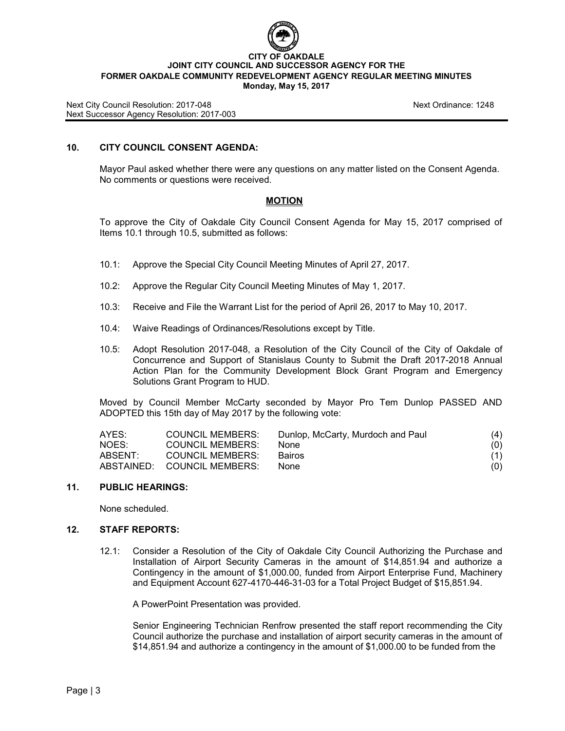**CITY OF OAKDALE**
**JOINT CITY COUNCIL AND SUCCESSOR AGENCY FOR THE**
**FORMER OAKDALE COMMUNITY REDEVELOPMENT AGENCY REGULAR MEETING MINUTES**
**Monday, May 15, 2017**

Next City Council Resolution: 2017-048 Next Ordinance: 1248
Next Successor Agency Resolution: 2017-003

## 10. CITY COUNCIL CONSENT AGENDA:

Mayor Paul asked whether there were any questions on any matter listed on the Consent Agenda. No comments or questions were received.

**MOTION**

To approve the City of Oakdale City Council Consent Agenda for May 15, 2017 comprised of Items 10.1 through 10.5, submitted as follows:

10.1: Approve the Special City Council Meeting Minutes of April 27, 2017.

10.2: Approve the Regular City Council Meeting Minutes of May 1, 2017.

10.3: Receive and File the Warrant List for the period of April 26, 2017 to May 10, 2017.

10.4: Waive Readings of Ordinances/Resolutions except by Title.

10.5: Adopt Resolution 2017-048, a Resolution of the City Council of the City of Oakdale of Concurrence and Support of Stanislaus County to Submit the Draft 2017-2018 Annual Action Plan for the Community Development Block Grant Program and Emergency Solutions Grant Program to HUD.

Moved by Council Member McCarty seconded by Mayor Pro Tem Dunlop PASSED AND ADOPTED this 15th day of May 2017 by the following vote:

| | | | |
|---|---|---|---|
| AYES: | COUNCIL MEMBERS: | Dunlop, McCarty, Murdoch and Paul | (4) |
| NOES: | COUNCIL MEMBERS: | None | (0) |
| ABSENT: | COUNCIL MEMBERS: | Bairos | (1) |
| ABSTAINED: | COUNCIL MEMBERS: | None | (0) |

## 11. PUBLIC HEARINGS:

None scheduled.

## 12. STAFF REPORTS:

12.1: Consider a Resolution of the City of Oakdale City Council Authorizing the Purchase and Installation of Airport Security Cameras in the amount of $14,851.94 and authorize a Contingency in the amount of $1,000.00, funded from Airport Enterprise Fund, Machinery and Equipment Account 627-4170-446-31-03 for a Total Project Budget of $15,851.94.

A PowerPoint Presentation was provided.

Senior Engineering Technician Renfrow presented the staff report recommending the City Council authorize the purchase and installation of airport security cameras in the amount of $14,851.94 and authorize a contingency in the amount of $1,000.00 to be funded from the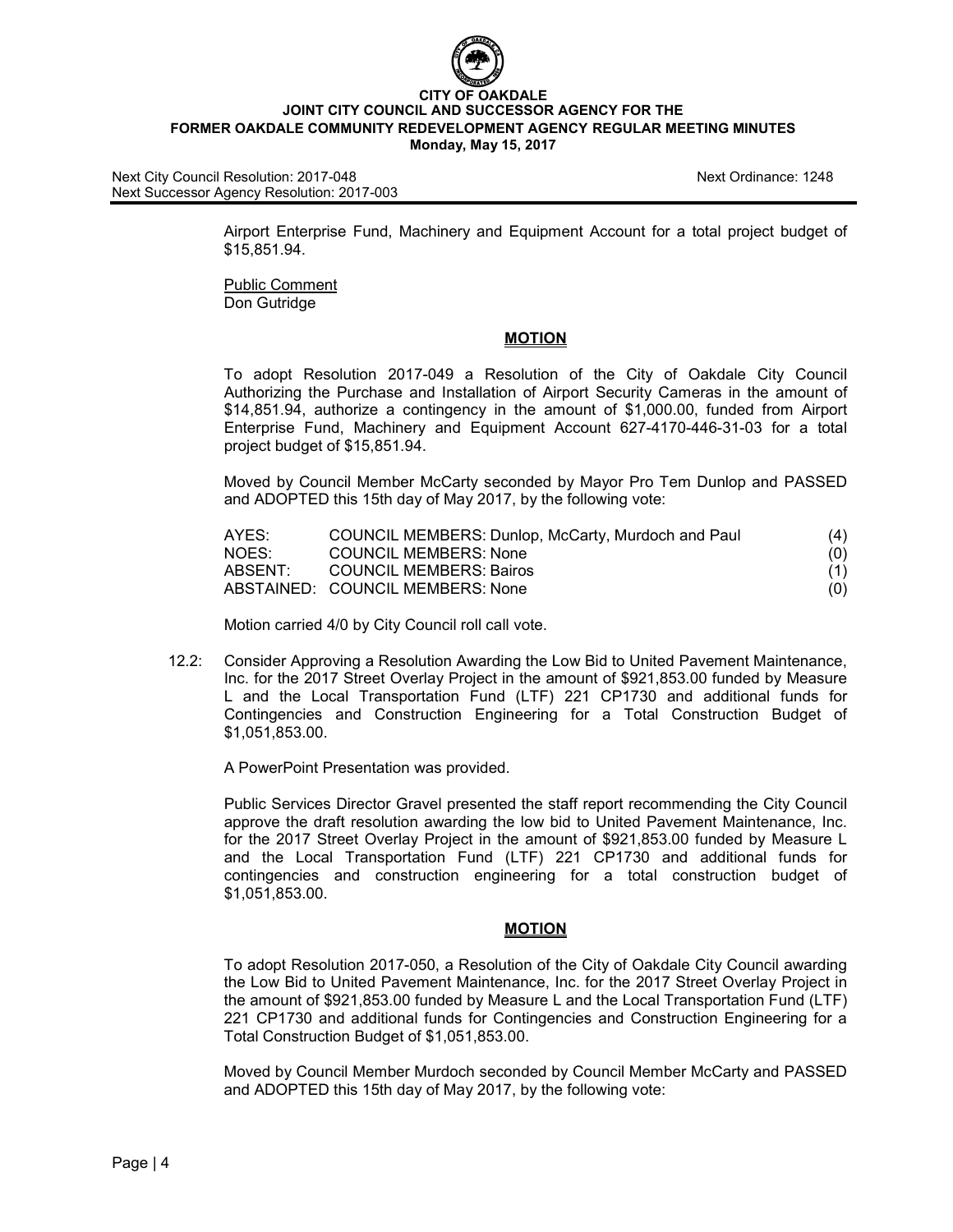Airport Enterprise Fund, Machinery and Equipment Account for a total project budget of $15,851.94.

Public Comment
Don Gutridge

**MOTION**

To adopt Resolution 2017-049 a Resolution of the City of Oakdale City Council Authorizing the Purchase and Installation of Airport Security Cameras in the amount of $14,851.94, authorize a contingency in the amount of $1,000.00, funded from Airport Enterprise Fund, Machinery and Equipment Account 627-4170-446-31-03 for a total project budget of $15,851.94.

Moved by Council Member McCarty seconded by Mayor Pro Tem Dunlop and PASSED and ADOPTED this 15th day of May 2017, by the following vote:

| | | |
|---|---|---|
| AYES: | COUNCIL MEMBERS: Dunlop, McCarty, Murdoch and Paul | (4) |
| NOES: | COUNCIL MEMBERS: None | (0) |
| ABSENT: | COUNCIL MEMBERS: Bairos | (1) |
| ABSTAINED: | COUNCIL MEMBERS: None | (0) |

Motion carried 4/0 by City Council roll call vote.

12.2: Consider Approving a Resolution Awarding the Low Bid to United Pavement Maintenance, Inc. for the 2017 Street Overlay Project in the amount of $921,853.00 funded by Measure L and the Local Transportation Fund (LTF) 221 CP1730 and additional funds for Contingencies and Construction Engineering for a Total Construction Budget of $1,051,853.00.

A PowerPoint Presentation was provided.

Public Services Director Gravel presented the staff report recommending the City Council approve the draft resolution awarding the low bid to United Pavement Maintenance, Inc. for the 2017 Street Overlay Project in the amount of $921,853.00 funded by Measure L and the Local Transportation Fund (LTF) 221 CP1730 and additional funds for contingencies and construction engineering for a total construction budget of $1,051,853.00.

**MOTION**

To adopt Resolution 2017-050, a Resolution of the City of Oakdale City Council awarding the Low Bid to United Pavement Maintenance, Inc. for the 2017 Street Overlay Project in the amount of $921,853.00 funded by Measure L and the Local Transportation Fund (LTF) 221 CP1730 and additional funds for Contingencies and Construction Engineering for a Total Construction Budget of $1,051,853.00.

Moved by Council Member Murdoch seconded by Council Member McCarty and PASSED and ADOPTED this 15th day of May 2017, by the following vote: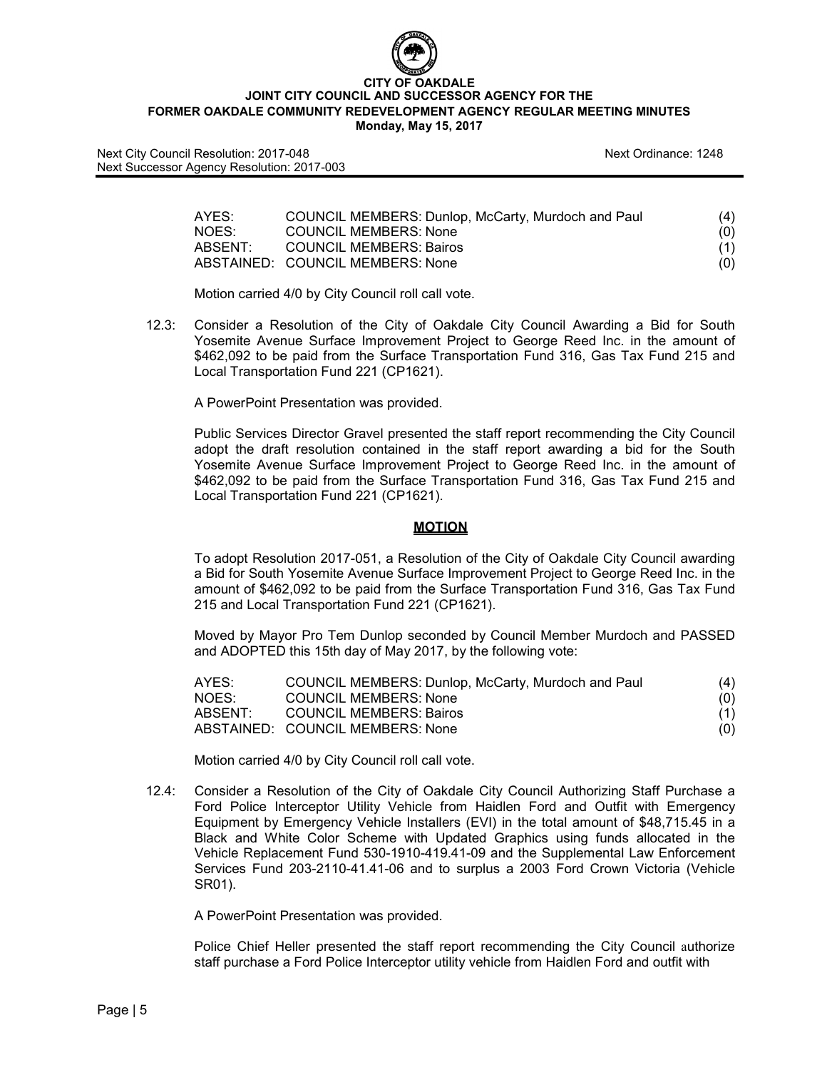| | | |
|---|---|---|
| AYES: | COUNCIL MEMBERS: Dunlop, McCarty, Murdoch and Paul | (4) |
| NOES: | COUNCIL MEMBERS: None | (0) |
| ABSENT: | COUNCIL MEMBERS: Bairos | (1) |
| ABSTAINED: | COUNCIL MEMBERS: None | (0) |

Motion carried 4/0 by City Council roll call vote.

12.3: Consider a Resolution of the City of Oakdale City Council Awarding a Bid for South Yosemite Avenue Surface Improvement Project to George Reed Inc. in the amount of $462,092 to be paid from the Surface Transportation Fund 316, Gas Tax Fund 215 and Local Transportation Fund 221 (CP1621).

A PowerPoint Presentation was provided.

Public Services Director Gravel presented the staff report recommending the City Council adopt the draft resolution contained in the staff report awarding a bid for the South Yosemite Avenue Surface Improvement Project to George Reed Inc. in the amount of $462,092 to be paid from the Surface Transportation Fund 316, Gas Tax Fund 215 and Local Transportation Fund 221 (CP1621).

**MOTION**

To adopt Resolution 2017-051, a Resolution of the City of Oakdale City Council awarding a Bid for South Yosemite Avenue Surface Improvement Project to George Reed Inc. in the amount of $462,092 to be paid from the Surface Transportation Fund 316, Gas Tax Fund 215 and Local Transportation Fund 221 (CP1621).

Moved by Mayor Pro Tem Dunlop seconded by Council Member Murdoch and PASSED and ADOPTED this 15th day of May 2017, by the following vote:

| | | |
|---|---|---|
| AYES: | COUNCIL MEMBERS: Dunlop, McCarty, Murdoch and Paul | (4) |
| NOES: | COUNCIL MEMBERS: None | (0) |
| ABSENT: | COUNCIL MEMBERS: Bairos | (1) |
| ABSTAINED: | COUNCIL MEMBERS: None | (0) |

Motion carried 4/0 by City Council roll call vote.

12.4: Consider a Resolution of the City of Oakdale City Council Authorizing Staff Purchase a Ford Police Interceptor Utility Vehicle from Haidlen Ford and Outfit with Emergency Equipment by Emergency Vehicle Installers (EVI) in the total amount of $48,715.45 in a Black and White Color Scheme with Updated Graphics using funds allocated in the Vehicle Replacement Fund 530-1910-419.41-09 and the Supplemental Law Enforcement Services Fund 203-2110-41.41-06 and to surplus a 2003 Ford Crown Victoria (Vehicle SR01).

A PowerPoint Presentation was provided.

Police Chief Heller presented the staff report recommending the City Council authorize staff purchase a Ford Police Interceptor utility vehicle from Haidlen Ford and outfit with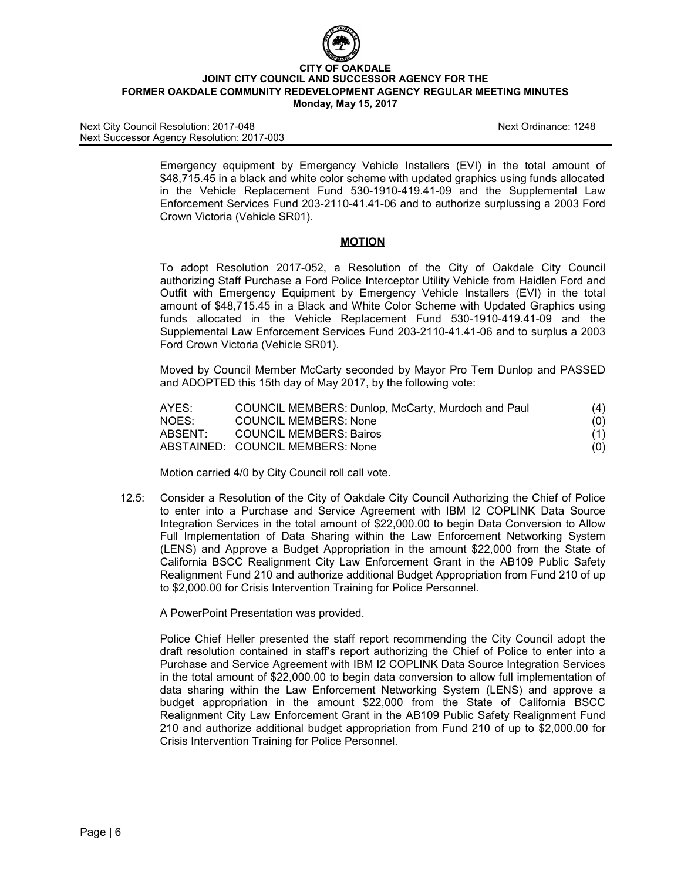Emergency equipment by Emergency Vehicle Installers (EVI) in the total amount of $48,715.45 in a black and white color scheme with updated graphics using funds allocated in the Vehicle Replacement Fund 530-1910-419.41-09 and the Supplemental Law Enforcement Services Fund 203-2110-41.41-06 and to authorize surplussing a 2003 Ford Crown Victoria (Vehicle SR01).

**MOTION**

To adopt Resolution 2017-052, a Resolution of the City of Oakdale City Council authorizing Staff Purchase a Ford Police Interceptor Utility Vehicle from Haidlen Ford and Outfit with Emergency Equipment by Emergency Vehicle Installers (EVI) in the total amount of $48,715.45 in a Black and White Color Scheme with Updated Graphics using funds allocated in the Vehicle Replacement Fund 530-1910-419.41-09 and the Supplemental Law Enforcement Services Fund 203-2110-41.41-06 and to surplus a 2003 Ford Crown Victoria (Vehicle SR01).

Moved by Council Member McCarty seconded by Mayor Pro Tem Dunlop and PASSED and ADOPTED this 15th day of May 2017, by the following vote:

| | | |
|---|---|---|
| AYES: | COUNCIL MEMBERS: Dunlop, McCarty, Murdoch and Paul | (4) |
| NOES: | COUNCIL MEMBERS: None | (0) |
| ABSENT: | COUNCIL MEMBERS: Bairos | (1) |
| ABSTAINED: | COUNCIL MEMBERS: None | (0) |

Motion carried 4/0 by City Council roll call vote.

12.5: Consider a Resolution of the City of Oakdale City Council Authorizing the Chief of Police to enter into a Purchase and Service Agreement with IBM I2 COPLINK Data Source Integration Services in the total amount of $22,000.00 to begin Data Conversion to Allow Full Implementation of Data Sharing within the Law Enforcement Networking System (LENS) and Approve a Budget Appropriation in the amount $22,000 from the State of California BSCC Realignment City Law Enforcement Grant in the AB109 Public Safety Realignment Fund 210 and authorize additional Budget Appropriation from Fund 210 of up to $2,000.00 for Crisis Intervention Training for Police Personnel.

A PowerPoint Presentation was provided.

Police Chief Heller presented the staff report recommending the City Council adopt the draft resolution contained in staff's report authorizing the Chief of Police to enter into a Purchase and Service Agreement with IBM I2 COPLINK Data Source Integration Services in the total amount of $22,000.00 to begin data conversion to allow full implementation of data sharing within the Law Enforcement Networking System (LENS) and approve a budget appropriation in the amount $22,000 from the State of California BSCC Realignment City Law Enforcement Grant in the AB109 Public Safety Realignment Fund 210 and authorize additional budget appropriation from Fund 210 of up to $2,000.00 for Crisis Intervention Training for Police Personnel.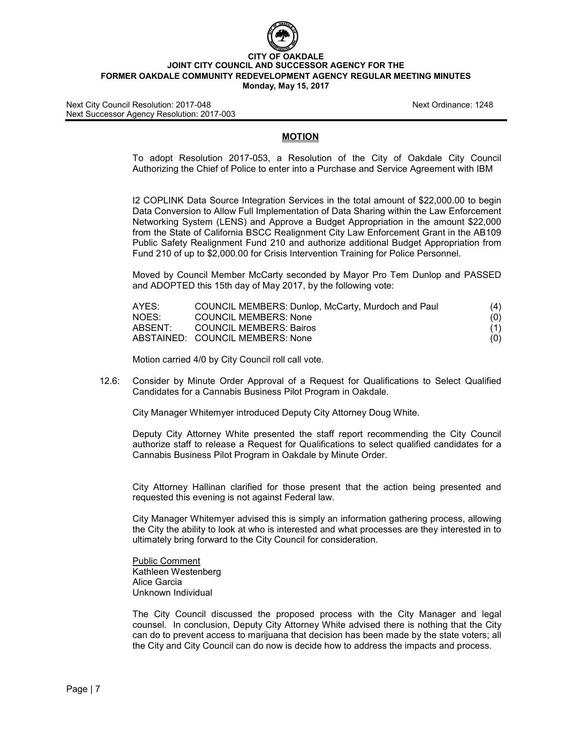**MOTION**

To adopt Resolution 2017-053, a Resolution of the City of Oakdale City Council Authorizing the Chief of Police to enter into a Purchase and Service Agreement with IBM

I2 COPLINK Data Source Integration Services in the total amount of $22,000.00 to begin Data Conversion to Allow Full Implementation of Data Sharing within the Law Enforcement Networking System (LENS) and Approve a Budget Appropriation in the amount $22,000 from the State of California BSCC Realignment City Law Enforcement Grant in the AB109 Public Safety Realignment Fund 210 and authorize additional Budget Appropriation from Fund 210 of up to $2,000.00 for Crisis Intervention Training for Police Personnel.

Moved by Council Member McCarty seconded by Mayor Pro Tem Dunlop and PASSED and ADOPTED this 15th day of May 2017, by the following vote:

| | | |
|---|---|---|
| AYES: | COUNCIL MEMBERS: Dunlop, McCarty, Murdoch and Paul | (4) |
| NOES: | COUNCIL MEMBERS: None | (0) |
| ABSENT: | COUNCIL MEMBERS: Bairos | (1) |
| ABSTAINED: | COUNCIL MEMBERS: None | (0) |

Motion carried 4/0 by City Council roll call vote.

12.6: Consider by Minute Order Approval of a Request for Qualifications to Select Qualified Candidates for a Cannabis Business Pilot Program in Oakdale.

City Manager Whitemyer introduced Deputy City Attorney Doug White.

Deputy City Attorney White presented the staff report recommending the City Council authorize staff to release a Request for Qualifications to select qualified candidates for a Cannabis Business Pilot Program in Oakdale by Minute Order.

City Attorney Hallinan clarified for those present that the action being presented and requested this evening is not against Federal law.

City Manager Whitemyer advised this is simply an information gathering process, allowing the City the ability to look at who is interested and what processes are they interested in to ultimately bring forward to the City Council for consideration.

Public Comment
Kathleen Westenberg
Alice Garcia
Unknown Individual

The City Council discussed the proposed process with the City Manager and legal counsel. In conclusion, Deputy City Attorney White advised there is nothing that the City can do to prevent access to marijuana that decision has been made by the state voters; all the City and City Council can do now is decide how to address the impacts and process.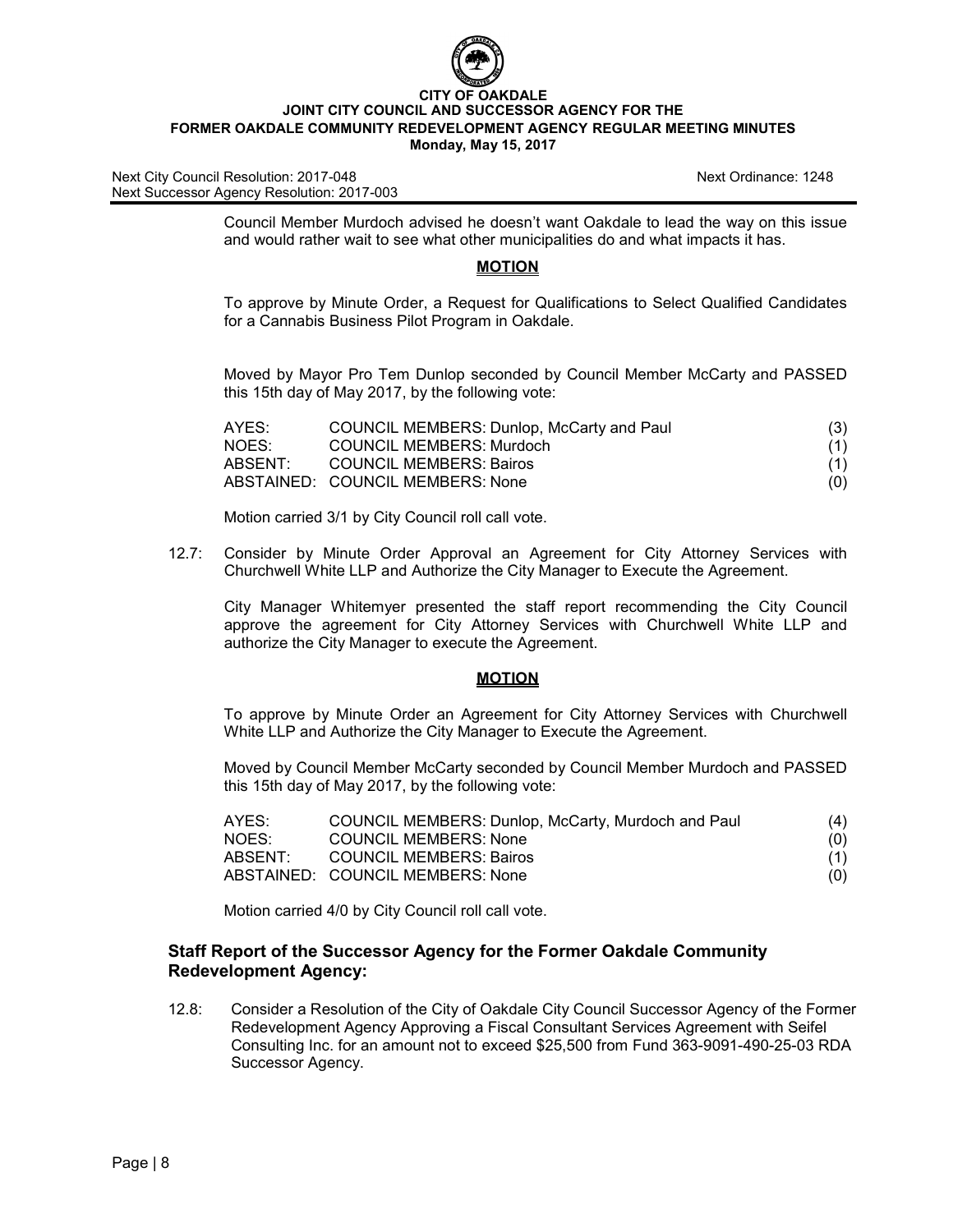Council Member Murdoch advised he doesn't want Oakdale to lead the way on this issue and would rather wait to see what other municipalities do and what impacts it has.

**MOTION**

To approve by Minute Order, a Request for Qualifications to Select Qualified Candidates for a Cannabis Business Pilot Program in Oakdale.

Moved by Mayor Pro Tem Dunlop seconded by Council Member McCarty and PASSED this 15th day of May 2017, by the following vote:

| | | |
|---|---|---|
| AYES: | COUNCIL MEMBERS: Dunlop, McCarty and Paul | (3) |
| NOES: | COUNCIL MEMBERS: Murdoch | (1) |
| ABSENT: | COUNCIL MEMBERS: Bairos | (1) |
| ABSTAINED: | COUNCIL MEMBERS: None | (0) |

Motion carried 3/1 by City Council roll call vote.

12.7: Consider by Minute Order Approval an Agreement for City Attorney Services with Churchwell White LLP and Authorize the City Manager to Execute the Agreement.

City Manager Whitemyer presented the staff report recommending the City Council approve the agreement for City Attorney Services with Churchwell White LLP and authorize the City Manager to execute the Agreement.

**MOTION**

To approve by Minute Order an Agreement for City Attorney Services with Churchwell White LLP and Authorize the City Manager to Execute the Agreement.

Moved by Council Member McCarty seconded by Council Member Murdoch and PASSED this 15th day of May 2017, by the following vote:

| | | |
|---|---|---|
| AYES: | COUNCIL MEMBERS: Dunlop, McCarty, Murdoch and Paul | (4) |
| NOES: | COUNCIL MEMBERS: None | (0) |
| ABSENT: | COUNCIL MEMBERS: Bairos | (1) |
| ABSTAINED: | COUNCIL MEMBERS: None | (0) |

Motion carried 4/0 by City Council roll call vote.

## Staff Report of the Successor Agency for the Former Oakdale Community Redevelopment Agency:

12.8: Consider a Resolution of the City of Oakdale City Council Successor Agency of the Former Redevelopment Agency Approving a Fiscal Consultant Services Agreement with Seifel Consulting Inc. for an amount not to exceed $25,500 from Fund 363-9091-490-25-03 RDA Successor Agency.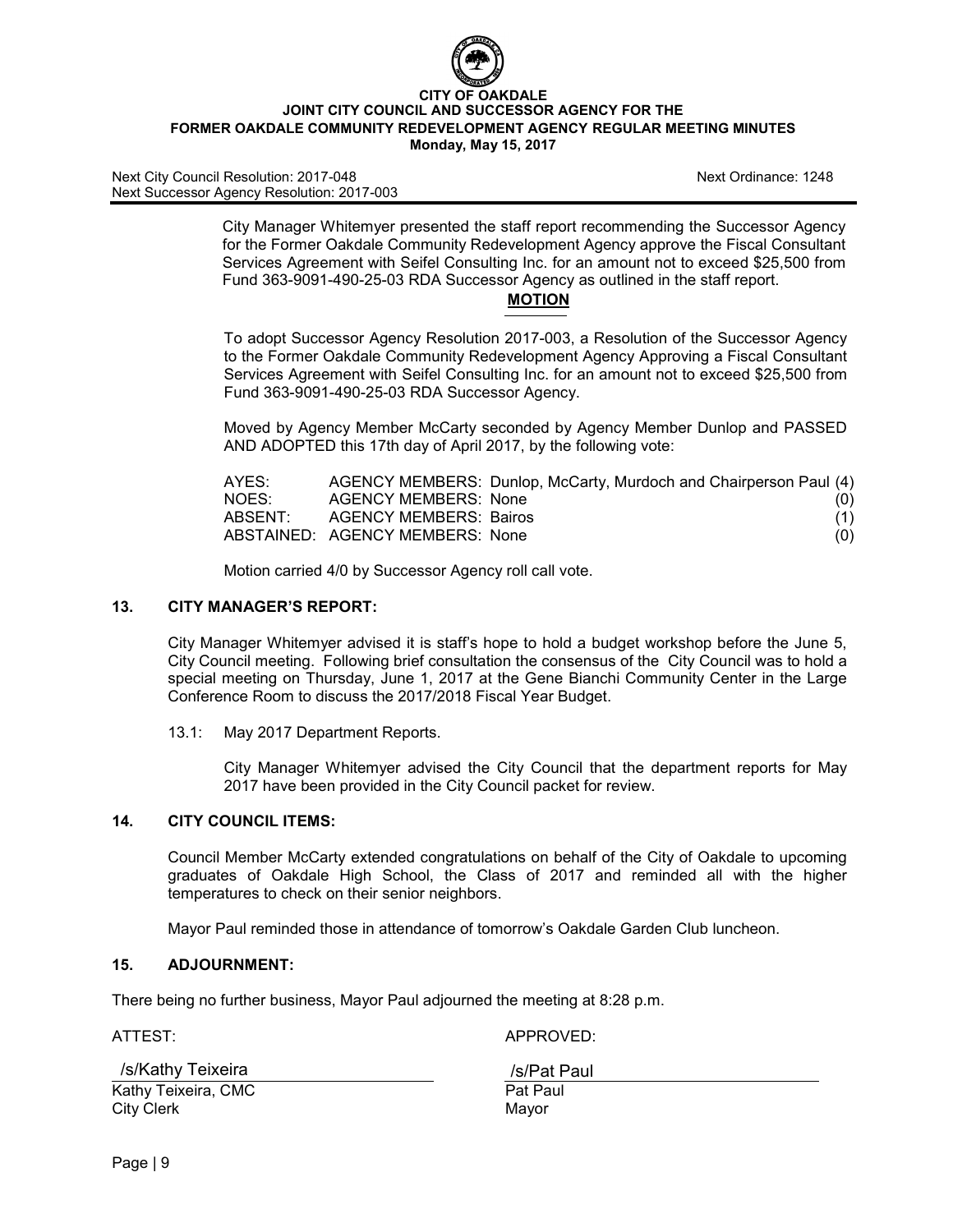City Manager Whitemyer presented the staff report recommending the Successor Agency for the Former Oakdale Community Redevelopment Agency approve the Fiscal Consultant Services Agreement with Seifel Consulting Inc. for an amount not to exceed $25,500 from Fund 363-9091-490-25-03 RDA Successor Agency as outlined in the staff report.

**MOTION**

To adopt Successor Agency Resolution 2017-003, a Resolution of the Successor Agency to the Former Oakdale Community Redevelopment Agency Approving a Fiscal Consultant Services Agreement with Seifel Consulting Inc. for an amount not to exceed $25,500 from Fund 363-9091-490-25-03 RDA Successor Agency.

Moved by Agency Member McCarty seconded by Agency Member Dunlop and PASSED AND ADOPTED this 17th day of April 2017, by the following vote:

| | | |
|---|---|---|
| AYES: | AGENCY MEMBERS: Dunlop, McCarty, Murdoch and Chairperson Paul | (4) |
| NOES: | AGENCY MEMBERS: None | (0) |
| ABSENT: | AGENCY MEMBERS: Bairos | (1) |
| ABSTAINED: | AGENCY MEMBERS: None | (0) |

Motion carried 4/0 by Successor Agency roll call vote.

## 13. CITY MANAGER'S REPORT:

City Manager Whitemyer advised it is staff's hope to hold a budget workshop before the June 5, City Council meeting. Following brief consultation the consensus of the City Council was to hold a special meeting on Thursday, June 1, 2017 at the Gene Bianchi Community Center in the Large Conference Room to discuss the 2017/2018 Fiscal Year Budget.

13.1: May 2017 Department Reports.

City Manager Whitemyer advised the City Council that the department reports for May 2017 have been provided in the City Council packet for review.

## 14. CITY COUNCIL ITEMS:

Council Member McCarty extended congratulations on behalf of the City of Oakdale to upcoming graduates of Oakdale High School, the Class of 2017 and reminded all with the higher temperatures to check on their senior neighbors.

Mayor Paul reminded those in attendance of tomorrow's Oakdale Garden Club luncheon.

## 15. ADJOURNMENT:

There being no further business, Mayor Paul adjourned the meeting at 8:28 p.m.

ATTEST:

/s/Kathy Teixeira
Kathy Teixeira, CMC
City Clerk

APPROVED:

/s/Pat Paul
Pat Paul
Mayor